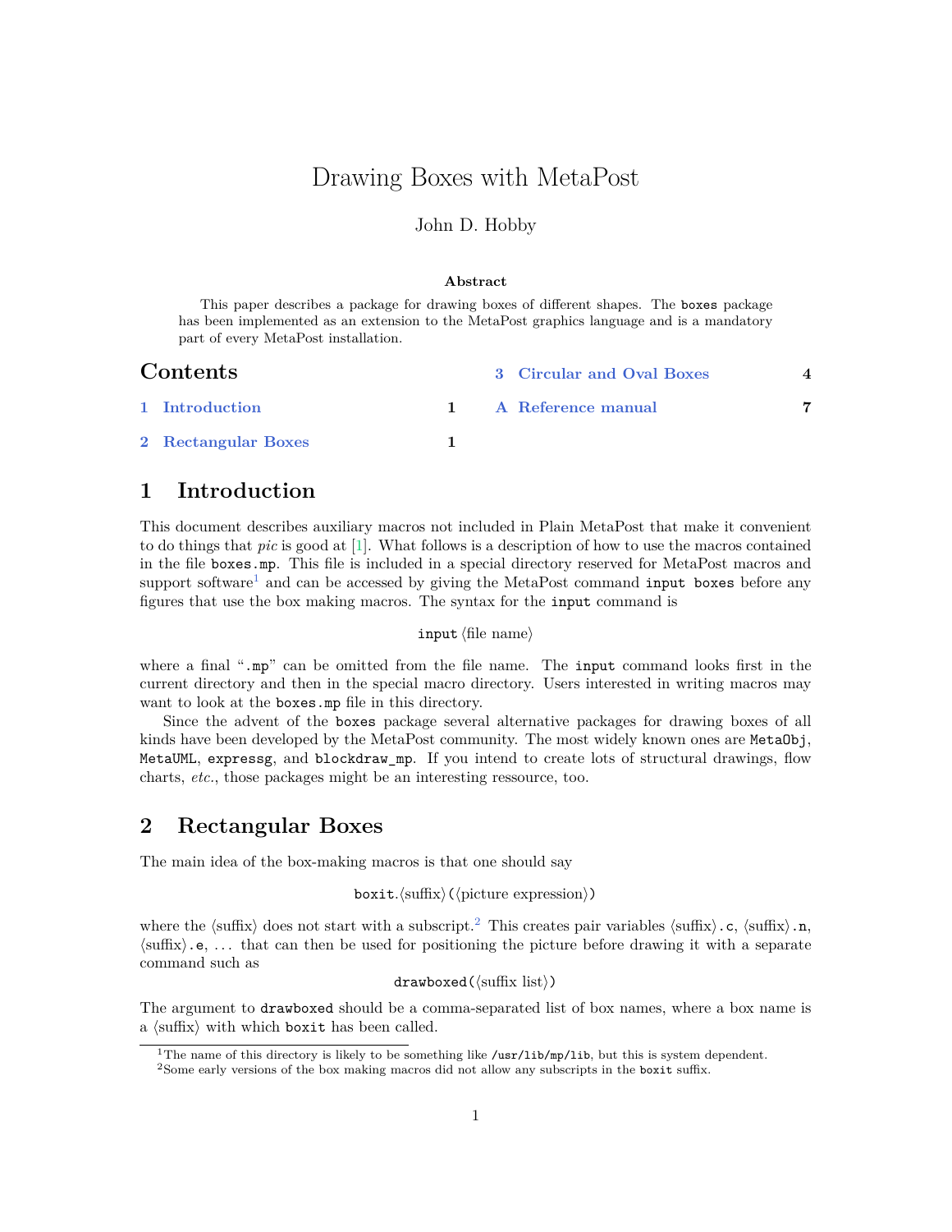# Drawing Boxes with MetaPost

John D. Hobby

**Abstract**

This paper describes a package for drawing boxes of different shapes. The `boxes` package has been implemented as an extension to the MetaPost graphics language and is a mandatory part of every MetaPost installation.

## Contents

1 Introduction 1

2 Rectangular Boxes 1

3 Circular and Oval Boxes 4

A Reference manual 7

## 1 Introduction

This document describes auxiliary macros not included in Plain MetaPost that make it convenient to do things that *pic* is good at [1]. What follows is a description of how to use the macros contained in the file `boxes.mp`. This file is included in a special directory reserved for MetaPost macros and support software[1] and can be accessed by giving the MetaPost command `input boxes` before any figures that use the box making macros. The syntax for the `input` command is

`input` ⟨file name⟩

where a final "`.mp`" can be omitted from the file name. The `input` command looks first in the current directory and then in the special macro directory. Users interested in writing macros may want to look at the `boxes.mp` file in this directory.

Since the advent of the `boxes` package several alternative packages for drawing boxes of all kinds have been developed by the MetaPost community. The most widely known ones are `MetaObj`, `MetaUML`, `expressg`, and `blockdraw_mp`. If you intend to create lots of structural drawings, flow charts, *etc.*, those packages might be an interesting ressource, too.

## 2 Rectangular Boxes

The main idea of the box-making macros is that one should say

`boxit.`⟨suffix⟩`(`⟨picture expression⟩`)`

where the ⟨suffix⟩ does not start with a subscript.[2] This creates pair variables ⟨suffix⟩`.c`, ⟨suffix⟩`.n`, ⟨suffix⟩`.e`, ... that can then be used for positioning the picture before drawing it with a separate command such as

`drawboxed(`⟨suffix list⟩`)`

The argument to `drawboxed` should be a comma-separated list of box names, where a box name is a ⟨suffix⟩ with which `boxit` has been called.

[1] The name of this directory is likely to be something like `/usr/lib/mp/lib`, but this is system dependent.

[2] Some early versions of the box making macros did not allow any subscripts in the `boxit` suffix.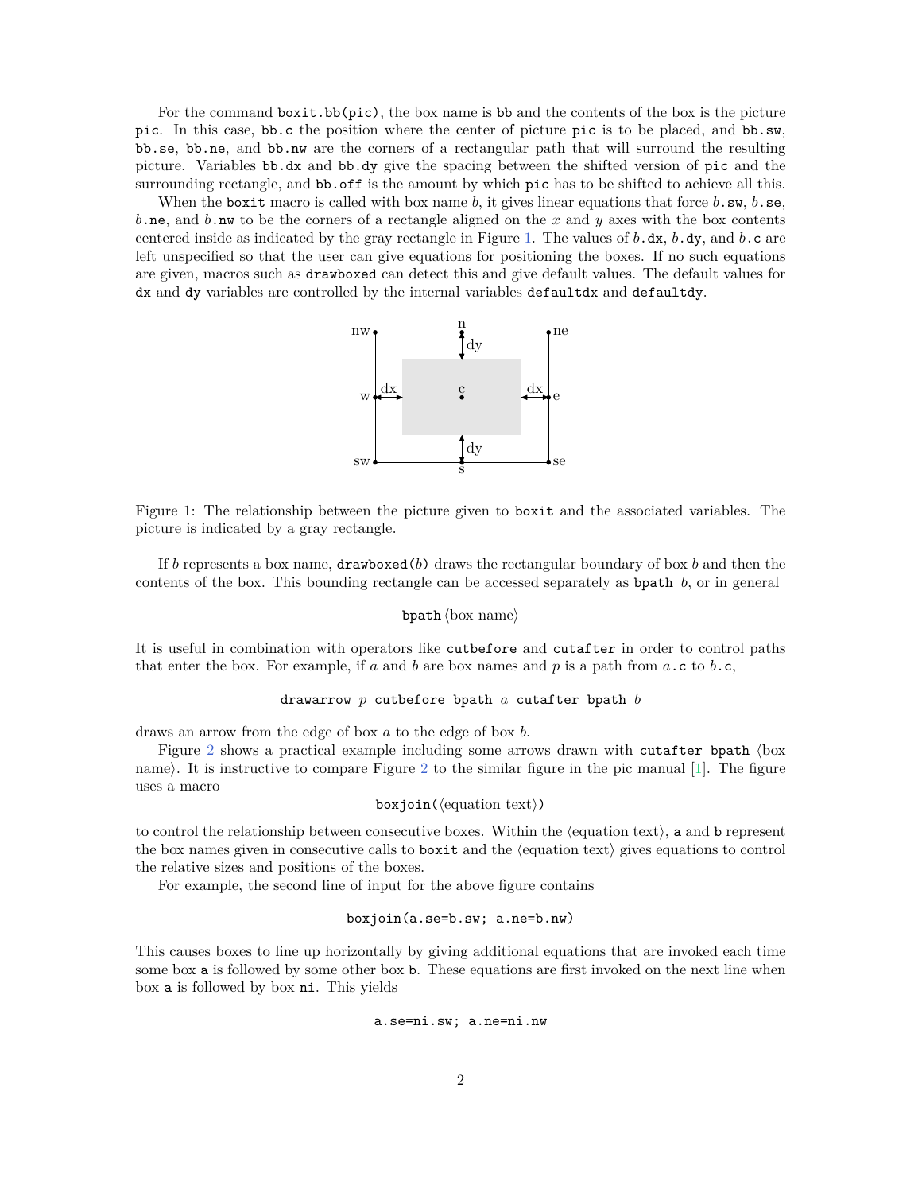For the command `boxit.bb(pic)`, the box name is `bb` and the contents of the box is the picture `pic`. In this case, `bb.c` the position where the center of picture `pic` is to be placed, and `bb.sw`, `bb.se`, `bb.ne`, and `bb.nw` are the corners of a rectangular path that will surround the resulting picture. Variables `bb.dx` and `bb.dy` give the spacing between the shifted version of `pic` and the surrounding rectangle, and `bb.off` is the amount by which `pic` has to be shifted to achieve all this.

When the `boxit` macro is called with box name $b$, it gives linear equations that force $b$`.sw`, $b$`.se`, $b$`.ne`, and $b$`.nw` to be the corners of a rectangle aligned on the $x$ and $y$ axes with the box contents centered inside as indicated by the gray rectangle in Figure 1. The values of $b$`.dx`, $b$`.dy`, and $b$`.c` are left unspecified so that the user can give equations for positioning the boxes. If no such equations are given, macros such as `drawboxed` can detect this and give default values. The default values for `dx` and `dy` variables are controlled by the internal variables `defaultdx` and `defaultdy`.

Figure 1: The relationship between the picture given to `boxit` and the associated variables. The picture is indicated by a gray rectangle.

If $b$ represents a box name, `drawboxed(`$b$`)` draws the rectangular boundary of box $b$ and then the contents of the box. This bounding rectangle can be accessed separately as `bpath` $b$, or in general

`bpath` ⟨box name⟩

It is useful in combination with operators like `cutbefore` and `cutafter` in order to control paths that enter the box. For example, if $a$ and $b$ are box names and $p$ is a path from $a$`.c` to $b$`.c`,

`drawarrow` $p$ `cutbefore bpath` $a$ `cutafter bpath` $b$

draws an arrow from the edge of box $a$ to the edge of box $b$.

Figure 2 shows a practical example including some arrows drawn with `cutafter bpath` ⟨box name⟩. It is instructive to compare Figure 2 to the similar figure in the pic manual [1]. The figure uses a macro

`boxjoin(`⟨equation text⟩`)`

to control the relationship between consecutive boxes. Within the ⟨equation text⟩, `a` and `b` represent the box names given in consecutive calls to `boxit` and the ⟨equation text⟩ gives equations to control the relative sizes and positions of the boxes.

For example, the second line of input for the above figure contains

```
boxjoin(a.se=b.sw; a.ne=b.nw)
```

This causes boxes to line up horizontally by giving additional equations that are invoked each time some box `a` is followed by some other box `b`. These equations are first invoked on the next line when box `a` is followed by box `ni`. This yields

```
a.se=ni.sw; a.ne=ni.nw
```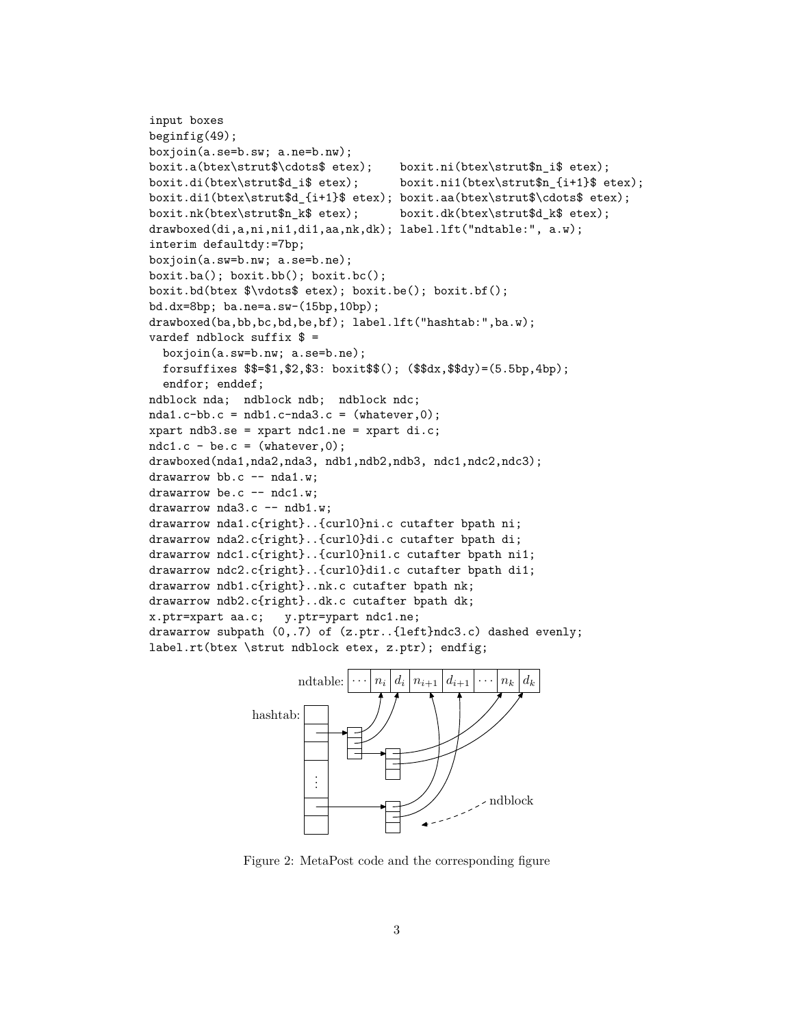```
input boxes
beginfig(49);
boxjoin(a.se=b.sw; a.ne=b.nw);
boxit.a(btex\strut$\cdots$ etex);    boxit.ni(btex\strut$n_i$ etex);
boxit.di(btex\strut$d_i$ etex);      boxit.ni1(btex\strut$n_{i+1}$ etex);
boxit.di1(btex\strut$d_{i+1}$ etex); boxit.aa(btex\strut$\cdots$ etex);
boxit.nk(btex\strut$n_k$ etex);      boxit.dk(btex\strut$d_k$ etex);
drawboxed(di,a,ni,ni1,di1,aa,nk,dk); label.lft("ndtable:", a.w);
interim defaultdy:=7bp;
boxjoin(a.sw=b.nw; a.se=b.ne);
boxit.ba(); boxit.bb(); boxit.bc();
boxit.bd(btex $\vdots$ etex); boxit.be(); boxit.bf();
bd.dx=8bp; ba.ne=a.sw-(15bp,10bp);
drawboxed(ba,bb,bc,bd,be,bf); label.lft("hashtab:",ba.w);
vardef ndblock suffix $ =
  boxjoin(a.sw=b.nw; a.se=b.ne);
  forsuffixes $$=$1,$2,$3: boxit$$(); ($$dx,$$dy)=(5.5bp,4bp);
  endfor; enddef;
ndblock nda;  ndblock ndb;  ndblock ndc;
nda1.c-bb.c = ndb1.c-nda3.c = (whatever,0);
xpart ndb3.se = xpart ndc1.ne = xpart di.c;
ndc1.c - be.c = (whatever,0);
drawboxed(nda1,nda2,nda3, ndb1,ndb2,ndb3, ndc1,ndc2,ndc3);
drawarrow bb.c -- nda1.w;
drawarrow be.c -- ndc1.w;
drawarrow nda3.c -- ndb1.w;
drawarrow nda1.c{right}..{curl0}ni.c cutafter bpath ni;
drawarrow nda2.c{right}..{curl0}di.c cutafter bpath di;
drawarrow ndc1.c{right}..{curl0}ni1.c cutafter bpath ni1;
drawarrow ndc2.c{right}..{curl0}di1.c cutafter bpath di1;
drawarrow ndb1.c{right}..nk.c cutafter bpath nk;
drawarrow ndb2.c{right}..dk.c cutafter bpath dk;
x.ptr=xpart aa.c;   y.ptr=ypart ndc1.ne;
drawarrow subpath (0,.7) of (z.ptr..{left}ndc3.c) dashed evenly;
label.rt(btex \strut ndblock etex, z.ptr); endfig;
```

ndtable: | $\cdots$ | $n_i$ | $d_i$ | $n_{i+1}$ | $d_{i+1}$ | $\cdots$ | $n_k$ | $d_k$ |

hashtab:

ndblock

Figure 2: MetaPost code and the corresponding figure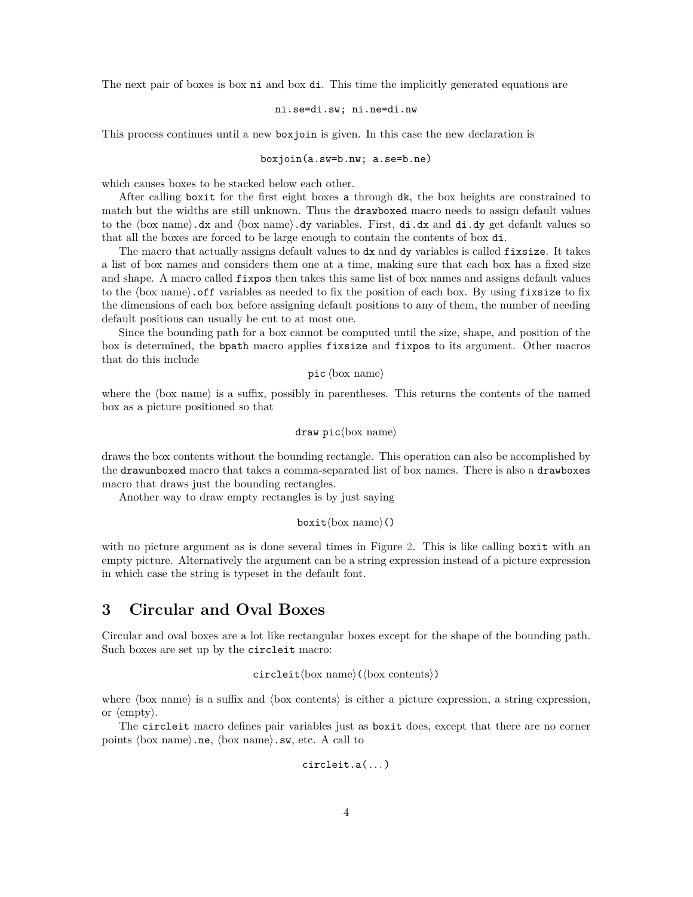The next pair of boxes is box `ni` and box `di`. This time the implicitly generated equations are

```
ni.se=di.sw; ni.ne=di.nw
```

This process continues until a new `boxjoin` is given. In this case the new declaration is

```
boxjoin(a.sw=b.nw; a.se=b.ne)
```

which causes boxes to be stacked below each other.

After calling `boxit` for the first eight boxes `a` through `dk`, the box heights are constrained to match but the widths are still unknown. Thus the `drawboxed` macro needs to assign default values to the ⟨box name⟩`.dx` and ⟨box name⟩`.dy` variables. First, `di.dx` and `di.dy` get default values so that all the boxes are forced to be large enough to contain the contents of box `di`.

The macro that actually assigns default values to `dx` and `dy` variables is called `fixsize`. It takes a list of box names and considers them one at a time, making sure that each box has a fixed size and shape. A macro called `fixpos` then takes this same list of box names and assigns default values to the ⟨box name⟩`.off` variables as needed to fix the position of each box. By using `fixsize` to fix the dimensions of each box before assigning default positions to any of them, the number of needing default positions can usually be cut to at most one.

Since the bounding path for a box cannot be computed until the size, shape, and position of the box is determined, the `bpath` macro applies `fixsize` and `fixpos` to its argument. Other macros that do this include

`pic` ⟨box name⟩

where the ⟨box name⟩ is a suffix, possibly in parentheses. This returns the contents of the named box as a picture positioned so that

`draw pic`⟨box name⟩

draws the box contents without the bounding rectangle. This operation can also be accomplished by the `drawunboxed` macro that takes a comma-separated list of box names. There is also a `drawboxes` macro that draws just the bounding rectangles.

Another way to draw empty rectangles is by just saying

`boxit`⟨box name⟩`()`

with no picture argument as is done several times in Figure 2. This is like calling `boxit` with an empty picture. Alternatively the argument can be a string expression instead of a picture expression in which case the string is typeset in the default font.

# 3 Circular and Oval Boxes

Circular and oval boxes are a lot like rectangular boxes except for the shape of the bounding path. Such boxes are set up by the `circleit` macro:

`circleit`⟨box name⟩`(`⟨box contents⟩`)`

where ⟨box name⟩ is a suffix and ⟨box contents⟩ is either a picture expression, a string expression, or ⟨empty⟩.

The `circleit` macro defines pair variables just as `boxit` does, except that there are no corner points ⟨box name⟩`.ne`, ⟨box name⟩`.sw`, etc. A call to

```
circleit.a(...)
```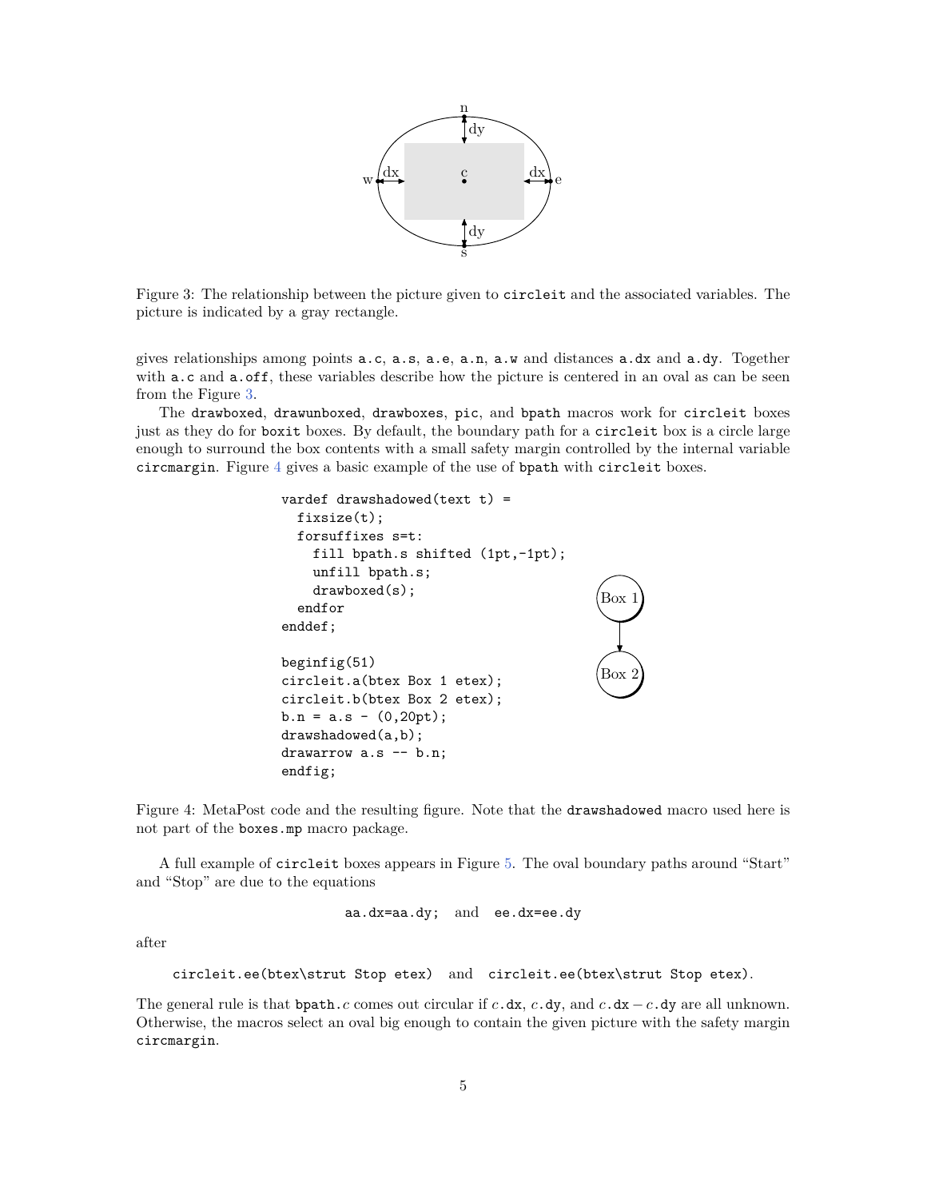Figure 3: The relationship between the picture given to `circleit` and the associated variables. The picture is indicated by a gray rectangle.

gives relationships among points `a.c`, `a.s`, `a.e`, `a.n`, `a.w` and distances `a.dx` and `a.dy`. Together with `a.c` and `a.off`, these variables describe how the picture is centered in an oval as can be seen from the Figure 3.

The `drawboxed`, `drawunboxed`, `drawboxes`, `pic`, and `bpath` macros work for `circleit` boxes just as they do for `boxit` boxes. By default, the boundary path for a `circleit` box is a circle large enough to surround the box contents with a small safety margin controlled by the internal variable `circmargin`. Figure 4 gives a basic example of the use of `bpath` with `circleit` boxes.

```
vardef drawshadowed(text t) =
  fixsize(t);
  forsuffixes s=t:
    fill bpath.s shifted (1pt,-1pt);
    unfill bpath.s;
    drawboxed(s);
  endfor
enddef;

beginfig(51)
circleit.a(btex Box 1 etex);
circleit.b(btex Box 2 etex);
b.n = a.s - (0,20pt);
drawshadowed(a,b);
drawarrow a.s -- b.n;
endfig;
```

Figure 4: MetaPost code and the resulting figure. Note that the `drawshadowed` macro used here is not part of the `boxes.mp` macro package.

A full example of `circleit` boxes appears in Figure 5. The oval boundary paths around "Start" and "Stop" are due to the equations

`aa.dx=aa.dy;` and `ee.dx=ee.dy`

after

`circleit.ee(btex\strut Stop etex)` and `circleit.ee(btex\strut Stop etex)`.

The general rule is that `bpath.`$c$ comes out circular if $c$`.dx`, $c$`.dy`, and $c$`.dx` $-$ $c$`.dy` are all unknown. Otherwise, the macros select an oval big enough to contain the given picture with the safety margin `circmargin`.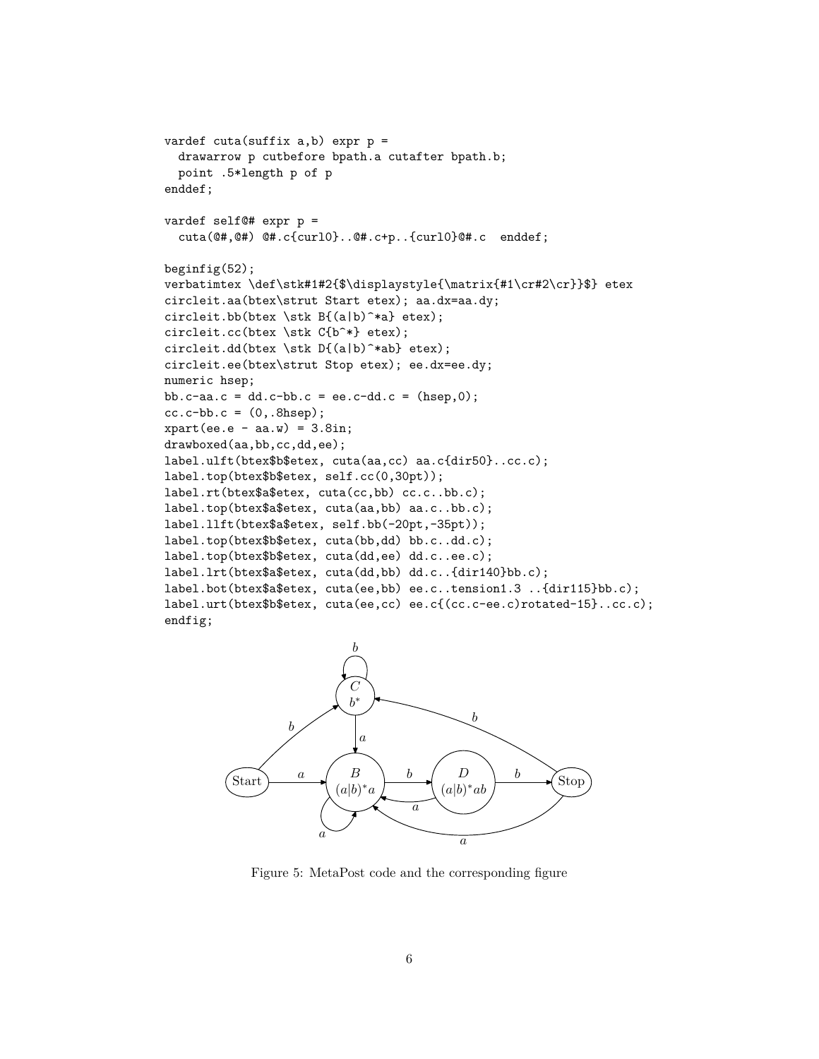```
vardef cuta(suffix a,b) expr p =
  drawarrow p cutbefore bpath.a cutafter bpath.b;
  point .5*length p of p
enddef;

vardef self@# expr p =
  cuta(@#,@#) @#.c{curl0}..@#.c+p..{curl0}@#.c  enddef;

beginfig(52);
verbatimtex \def\stk#1#2{$\displaystyle{\matrix{#1\cr#2\cr}}$} etex
circleit.aa(btex\strut Start etex); aa.dx=aa.dy;
circleit.bb(btex \stk B{(a|b)^*a} etex);
circleit.cc(btex \stk C{b^*} etex);
circleit.dd(btex \stk D{(a|b)^*ab} etex);
circleit.ee(btex\strut Stop etex); ee.dx=ee.dy;
numeric hsep;
bb.c-aa.c = dd.c-bb.c = ee.c-dd.c = (hsep,0);
cc.c-bb.c = (0,.8hsep);
xpart(ee.e - aa.w) = 3.8in;
drawboxed(aa,bb,cc,dd,ee);
label.ulft(btex$b$etex, cuta(aa,cc) aa.c{dir50}..cc.c);
label.top(btex$b$etex, self.cc(0,30pt));
label.rt(btex$a$etex, cuta(cc,bb) cc.c..bb.c);
label.top(btex$a$etex, cuta(aa,bb) aa.c..bb.c);
label.llft(btex$a$etex, self.bb(-20pt,-35pt));
label.top(btex$b$etex, cuta(bb,dd) bb.c..dd.c);
label.top(btex$b$etex, cuta(dd,ee) dd.c..ee.c);
label.lrt(btex$a$etex, cuta(dd,bb) dd.c..{dir140}bb.c);
label.bot(btex$a$etex, cuta(ee,bb) ee.c..tension1.3 ..{dir115}bb.c);
label.urt(btex$b$etex, cuta(ee,cc) ee.c{(cc.c-ee.c)rotated-15}..cc.c);
endfig;
```

Figure 5: MetaPost code and the corresponding figure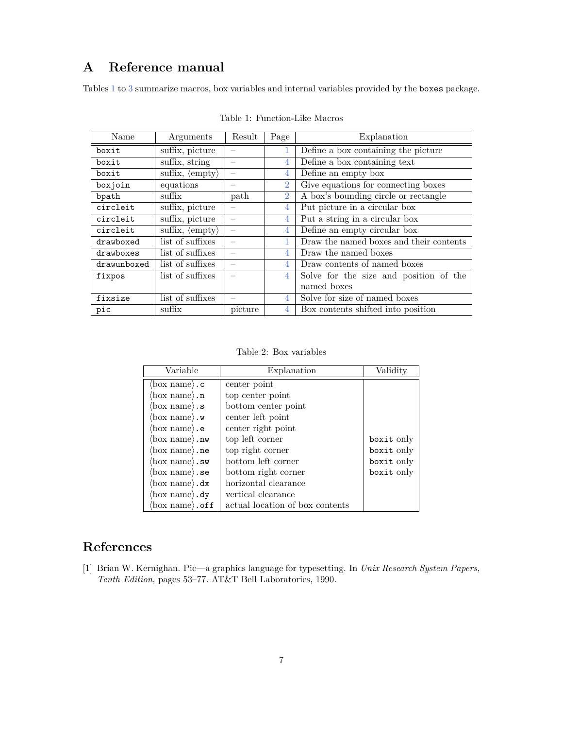# A Reference manual

Tables 1 to 3 summarize macros, box variables and internal variables provided by the `boxes` package.

Table 1: Function-Like Macros

| Name | Arguments | Result | Page | Explanation |
|---|---|---|---|---|
| `boxit` | suffix, picture | – | 1 | Define a box containing the picture |
| `boxit` | suffix, string | – | 4 | Define a box containing text |
| `boxit` | suffix, ⟨empty⟩ | – | 4 | Define an empty box |
| `boxjoin` | equations | – | 2 | Give equations for connecting boxes |
| `bpath` | suffix | path | 2 | A box's bounding circle or rectangle |
| `circleit` | suffix, picture | – | 4 | Put picture in a circular box |
| `circleit` | suffix, picture | – | 4 | Put a string in a circular box |
| `circleit` | suffix, ⟨empty⟩ | – | 4 | Define an empty circular box |
| `drawboxed` | list of suffixes | – | 1 | Draw the named boxes and their contents |
| `drawboxes` | list of suffixes | – | 4 | Draw the named boxes |
| `drawunboxed` | list of suffixes | – | 4 | Draw contents of named boxes |
| `fixpos` | list of suffixes | – | 4 | Solve for the size and position of the named boxes |
| `fixsize` | list of suffixes | – | 4 | Solve for size of named boxes |
| `pic` | suffix | picture | 4 | Box contents shifted into position |

Table 2: Box variables

| Variable | Explanation | Validity |
|---|---|---|
| ⟨box name⟩`.c` | center point | |
| ⟨box name⟩`.n` | top center point | |
| ⟨box name⟩`.s` | bottom center point | |
| ⟨box name⟩`.w` | center left point | |
| ⟨box name⟩`.e` | center right point | |
| ⟨box name⟩`.nw` | top left corner | `boxit` only |
| ⟨box name⟩`.ne` | top right corner | `boxit` only |
| ⟨box name⟩`.sw` | bottom left corner | `boxit` only |
| ⟨box name⟩`.se` | bottom right corner | `boxit` only |
| ⟨box name⟩`.dx` | horizontal clearance | |
| ⟨box name⟩`.dy` | vertical clearance | |
| ⟨box name⟩`.off` | actual location of box contents | |

# References

[1] Brian W. Kernighan. Pic—a graphics language for typesetting. In *Unix Research System Papers, Tenth Edition*, pages 53–77. AT&T Bell Laboratories, 1990.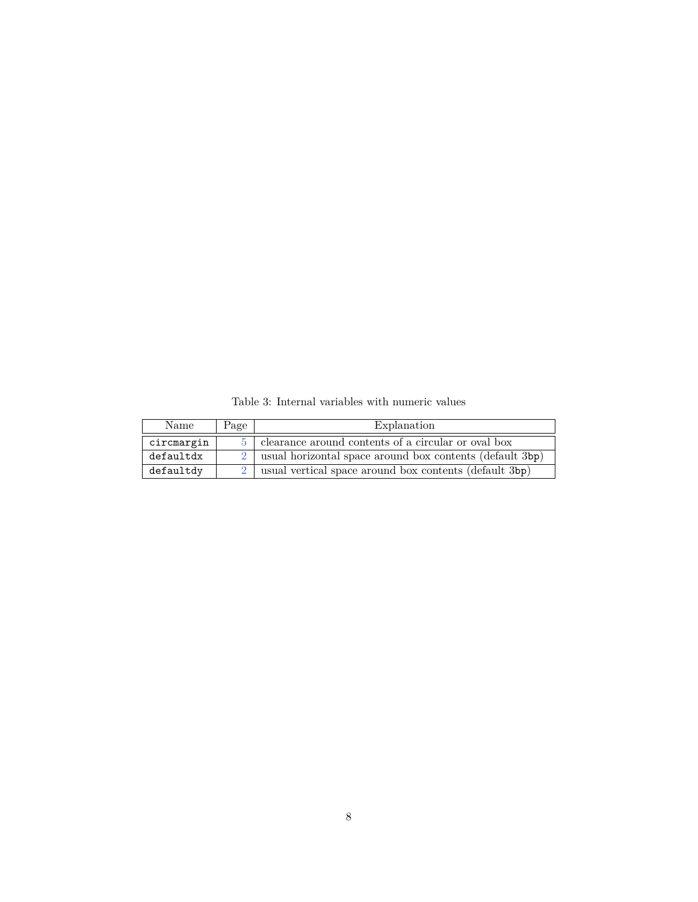Table 3: Internal variables with numeric values

| Name | Page | Explanation |
| --- | --- | --- |
| `circmargin` | 5 | clearance around contents of a circular or oval box |
| `defaultdx` | 2 | usual horizontal space around box contents (default `3bp`) |
| `defaultdy` | 2 | usual vertical space around box contents (default `3bp`) |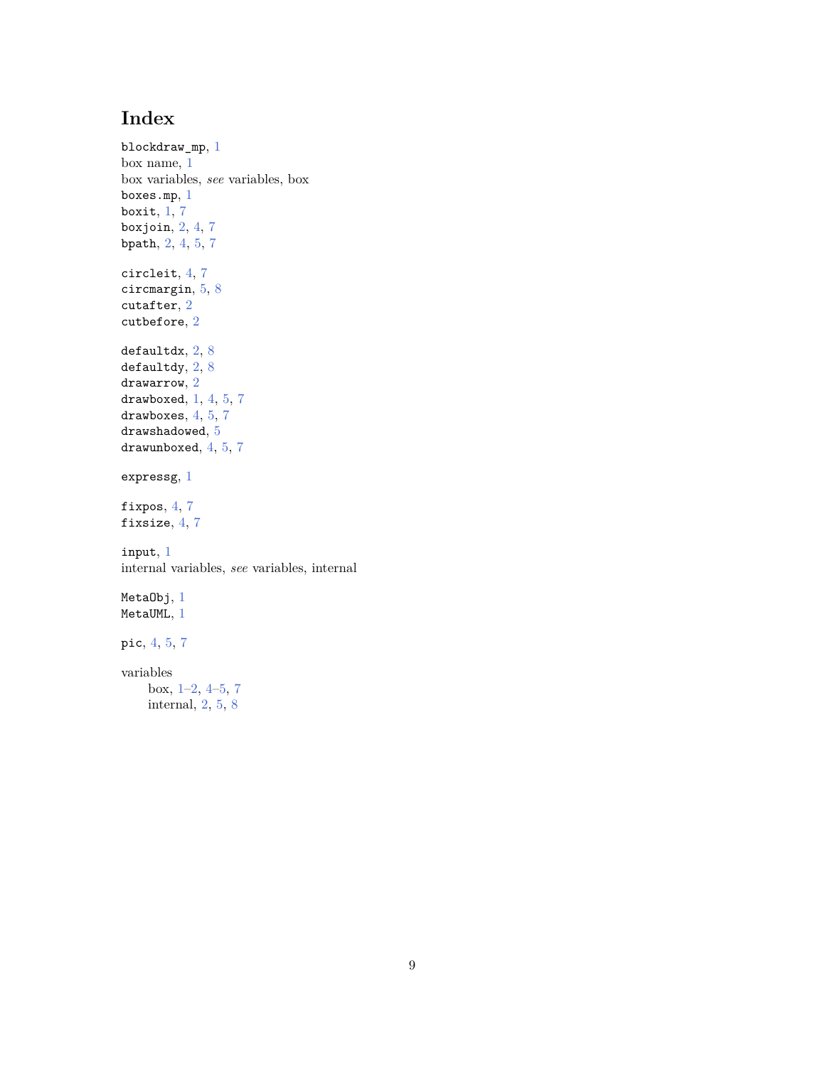# Index

`blockdraw_mp`, 1
box name, 1
box variables, *see* variables, box
`boxes.mp`, 1
`boxit`, 1, 7
`boxjoin`, 2, 4, 7
`bpath`, 2, 4, 5, 7

`circleit`, 4, 7
`circmargin`, 5, 8
`cutafter`, 2
`cutbefore`, 2

`defaultdx`, 2, 8
`defaultdy`, 2, 8
`drawarrow`, 2
`drawboxed`, 1, 4, 5, 7
`drawboxes`, 4, 5, 7
`drawshadowed`, 5
`drawunboxed`, 4, 5, 7

`expressg`, 1

`fixpos`, 4, 7
`fixsize`, 4, 7

`input`, 1
internal variables, *see* variables, internal

`MetaObj`, 1
`MetaUML`, 1

`pic`, 4, 5, 7

variables
- box, 1–2, 4–5, 7
- internal, 2, 5, 8